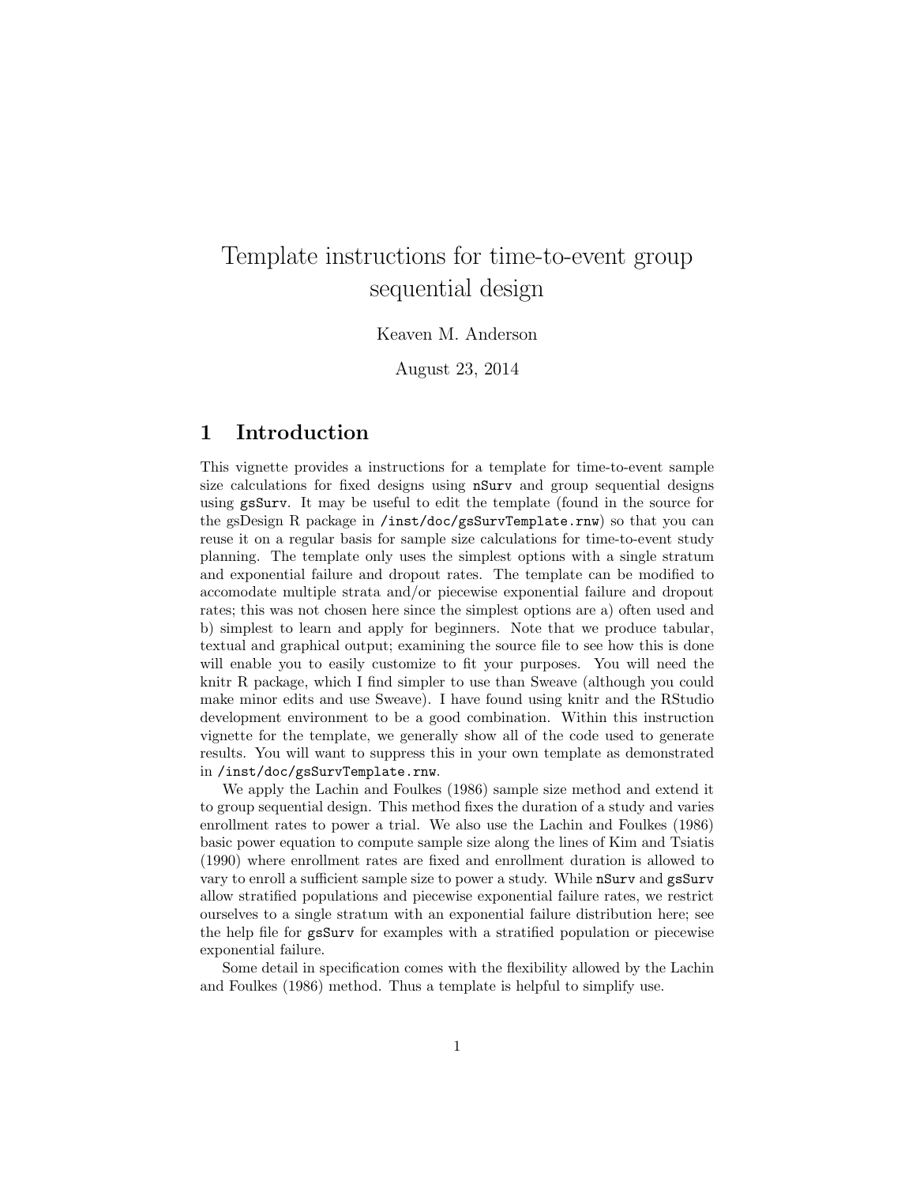# Template instructions for time-to-event group sequential design

Keaven M. Anderson

August 23, 2014

## 1 Introduction

This vignette provides a instructions for a template for time-to-event sample size calculations for fixed designs using `nSurv` and group sequential designs using `gsSurv`. It may be useful to edit the template (found in the source for the gsDesign R package in `/inst/doc/gsSurvTemplate.rnw`) so that you can reuse it on a regular basis for sample size calculations for time-to-event study planning. The template only uses the simplest options with a single stratum and exponential failure and dropout rates. The template can be modified to accomodate multiple strata and/or piecewise exponential failure and dropout rates; this was not chosen here since the simplest options are a) often used and b) simplest to learn and apply for beginners. Note that we produce tabular, textual and graphical output; examining the source file to see how this is done will enable you to easily customize to fit your purposes. You will need the knitr R package, which I find simpler to use than Sweave (although you could make minor edits and use Sweave). I have found using knitr and the RStudio development environment to be a good combination. Within this instruction vignette for the template, we generally show all of the code used to generate results. You will want to suppress this in your own template as demonstrated in `/inst/doc/gsSurvTemplate.rnw`.

We apply the Lachin and Foulkes (1986) sample size method and extend it to group sequential design. This method fixes the duration of a study and varies enrollment rates to power a trial. We also use the Lachin and Foulkes (1986) basic power equation to compute sample size along the lines of Kim and Tsiatis (1990) where enrollment rates are fixed and enrollment duration is allowed to vary to enroll a sufficient sample size to power a study. While `nSurv` and `gsSurv` allow stratified populations and piecewise exponential failure rates, we restrict ourselves to a single stratum with an exponential failure distribution here; see the help file for `gsSurv` for examples with a stratified population or piecewise exponential failure.

Some detail in specification comes with the flexibility allowed by the Lachin and Foulkes (1986) method. Thus a template is helpful to simplify use.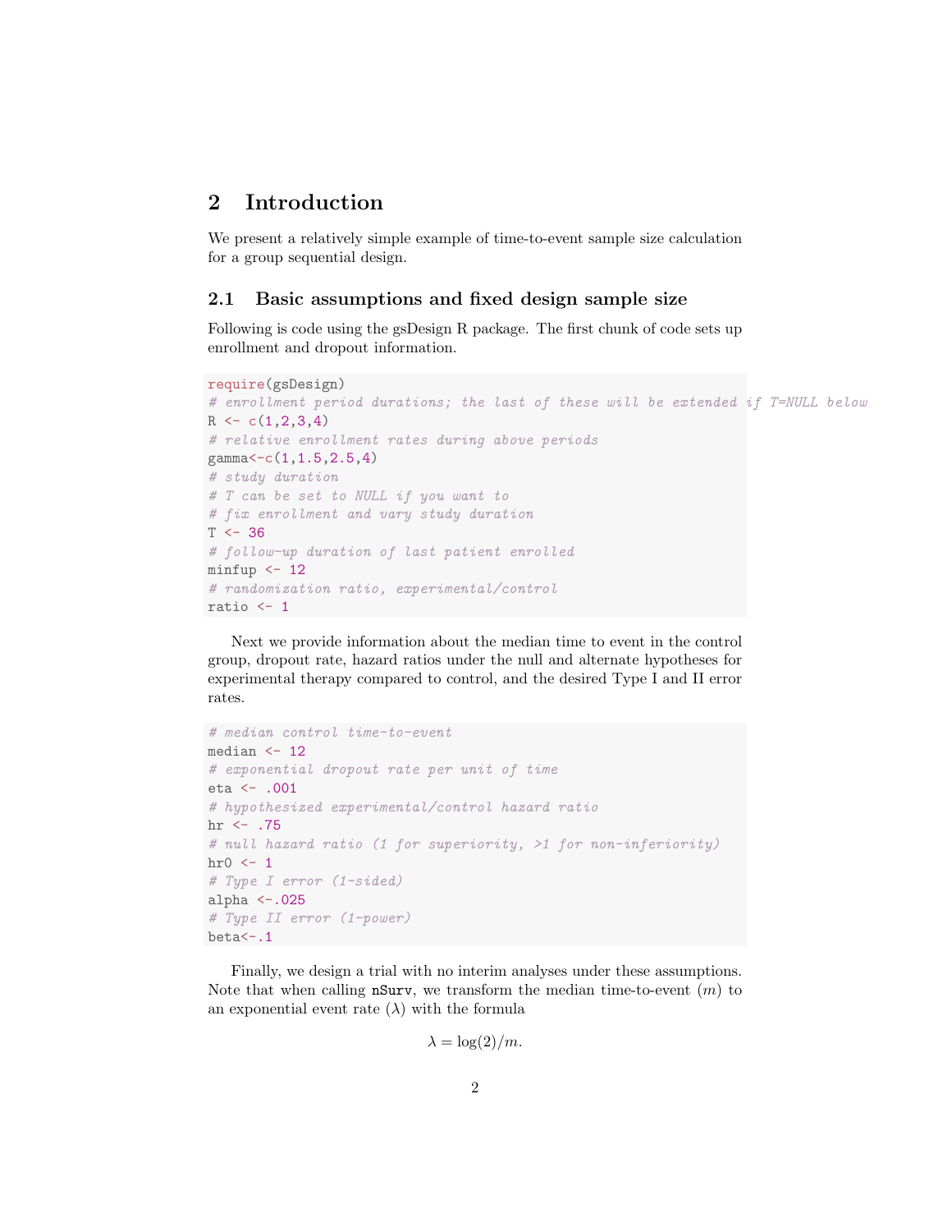# 2 Introduction

We present a relatively simple example of time-to-event sample size calculation for a group sequential design.

## 2.1 Basic assumptions and fixed design sample size

Following is code using the gsDesign R package. The first chunk of code sets up enrollment and dropout information.

```
require(gsDesign)
# enrollment period durations; the last of these will be extended if T=NULL below
R <- c(1,2,3,4)
# relative enrollment rates during above periods
gamma<-c(1,1.5,2.5,4)
# study duration
# T can be set to NULL if you want to
# fix enrollment and vary study duration
T <- 36
# follow-up duration of last patient enrolled
minfup <- 12
# randomization ratio, experimental/control
ratio <- 1
```

Next we provide information about the median time to event in the control group, dropout rate, hazard ratios under the null and alternate hypotheses for experimental therapy compared to control, and the desired Type I and II error rates.

```
# median control time-to-event
median <- 12
# exponential dropout rate per unit of time
eta <- .001
# hypothesized experimental/control hazard ratio
hr <- .75
# null hazard ratio (1 for superiority, >1 for non-inferiority)
hr0 <- 1
# Type I error (1-sided)
alpha <-.025
# Type II error (1-power)
beta<-.1
```

Finally, we design a trial with no interim analyses under these assumptions. Note that when calling `nSurv`, we transform the median time-to-event ($m$) to an exponential event rate ($\lambda$) with the formula

$$\lambda = \log(2)/m.$$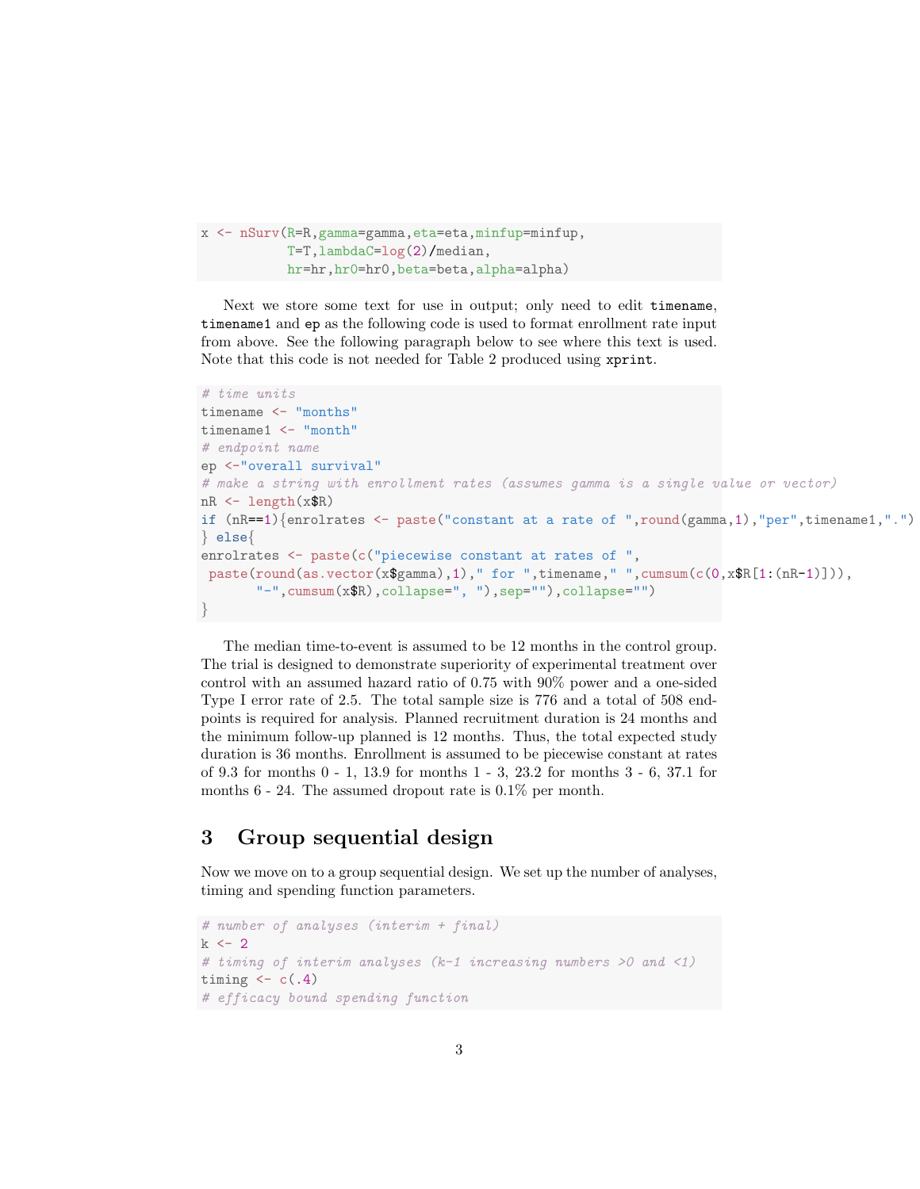```r
x <- nSurv(R=R,gamma=gamma,eta=eta,minfup=minfup,
           T=T,lambdaC=log(2)/median,
           hr=hr,hr0=hr0,beta=beta,alpha=alpha)
```

Next we store some text for use in output; only need to edit `timename`, `timename1` and `ep` as the following code is used to format enrollment rate input from above. See the following paragraph below to see where this text is used. Note that this code is not needed for Table 2 produced using `xprint`.

```r
# time units
timename <- "months"
timename1 <- "month"
# endpoint name
ep <-"overall survival"
# make a string with enrollment rates (assumes gamma is a single value or vector)
nR <- length(x$R)
if (nR==1){enrolrates <- paste("constant at a rate of ",round(gamma,1),"per",timename1,".")
} else{
enrolrates <- paste(c("piecewise constant at rates of ",
 paste(round(as.vector(x$gamma),1)," for ",timename," ",cumsum(c(0,x$R[1:(nR-1)])),
       "-",cumsum(x$R),collapse=", "),sep=""),collapse="")
}
```

The median time-to-event is assumed to be 12 months in the control group. The trial is designed to demonstrate superiority of experimental treatment over control with an assumed hazard ratio of 0.75 with 90% power and a one-sided Type I error rate of 2.5. The total sample size is 776 and a total of 508 endpoints is required for analysis. Planned recruitment duration is 24 months and the minimum follow-up planned is 12 months. Thus, the total expected study duration is 36 months. Enrollment is assumed to be piecewise constant at rates of 9.3 for months 0 - 1, 13.9 for months 1 - 3, 23.2 for months 3 - 6, 37.1 for months 6 - 24. The assumed dropout rate is 0.1% per month.

# 3 Group sequential design

Now we move on to a group sequential design. We set up the number of analyses, timing and spending function parameters.

```r
# number of analyses (interim + final)
k <- 2
# timing of interim analyses (k-1 increasing numbers >0 and <1)
timing <- c(.4)
# efficacy bound spending function
```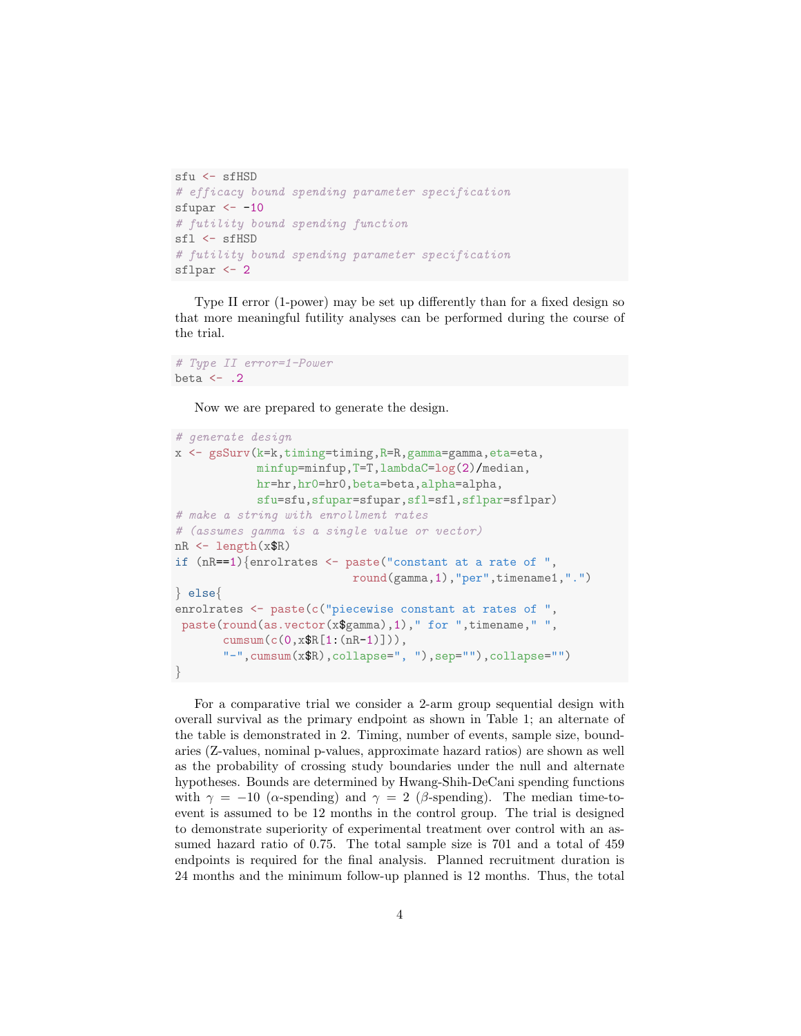```
sfu <- sfHSD
# efficacy bound spending parameter specification
sfupar <- -10
# futility bound spending function
sfl <- sfHSD
# futility bound spending parameter specification
sflpar <- 2
```

Type II error (1-power) may be set up differently than for a fixed design so that more meaningful futility analyses can be performed during the course of the trial.

```
# Type II error=1-Power
beta <- .2
```

Now we are prepared to generate the design.

```
# generate design
x <- gsSurv(k=k,timing=timing,R=R,gamma=gamma,eta=eta,
            minfup=minfup,T=T,lambdaC=log(2)/median,
            hr=hr,hr0=hr0,beta=beta,alpha=alpha,
            sfu=sfu,sfupar=sfupar,sfl=sfl,sflpar=sflpar)
# make a string with enrollment rates
# (assumes gamma is a single value or vector)
nR <- length(x$R)
if (nR==1){enrolrates <- paste("constant at a rate of ",
                            round(gamma,1),"per",timename1,".")
} else{
enrolrates <- paste(c("piecewise constant at rates of ",
 paste(round(as.vector(x$gamma),1)," for ",timename," ",
       cumsum(c(0,x$R[1:(nR-1)])),
       "-",cumsum(x$R),collapse=", "),sep=""),collapse="")
}
```

For a comparative trial we consider a 2-arm group sequential design with overall survival as the primary endpoint as shown in Table 1; an alternate of the table is demonstrated in 2. Timing, number of events, sample size, boundaries (Z-values, nominal p-values, approximate hazard ratios) are shown as well as the probability of crossing study boundaries under the null and alternate hypotheses. Bounds are determined by Hwang-Shih-DeCani spending functions with $\gamma = -10$ ($\alpha$-spending) and $\gamma = 2$ ($\beta$-spending). The median time-to-event is assumed to be 12 months in the control group. The trial is designed to demonstrate superiority of experimental treatment over control with an assumed hazard ratio of 0.75. The total sample size is 701 and a total of 459 endpoints is required for the final analysis. Planned recruitment duration is 24 months and the minimum follow-up planned is 12 months. Thus, the total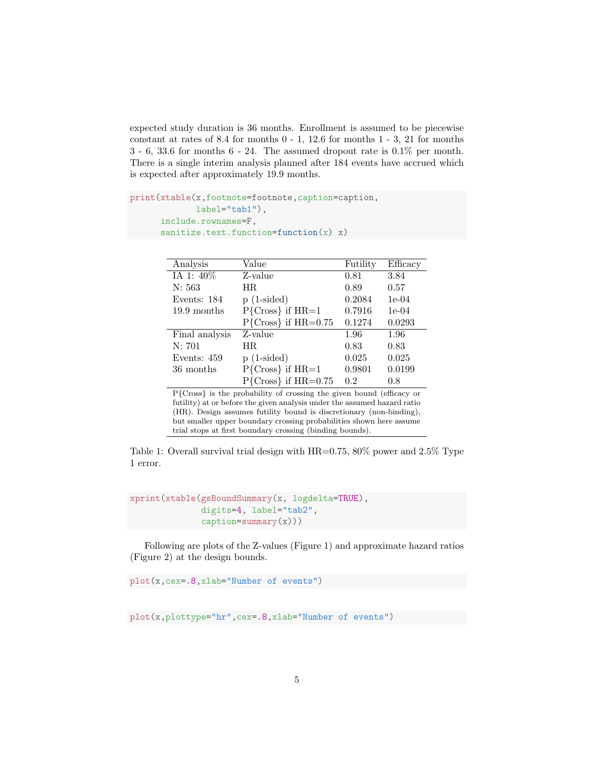expected study duration is 36 months. Enrollment is assumed to be piecewise constant at rates of 8.4 for months 0 - 1, 12.6 for months 1 - 3, 21 for months 3 - 6, 33.6 for months 6 - 24. The assumed dropout rate is 0.1% per month. There is a single interim analysis planned after 184 events have accrued which is expected after approximately 19.9 months.

```
print(xtable(x,footnote=footnote,caption=caption,
            label="tab1"),
      include.rownames=F,
      sanitize.text.function=function(x) x)
```

| Analysis | Value | Futility | Efficacy |
|---|---|---|---|
| IA 1: 40% | Z-value | 0.81 | 3.84 |
| N: 563 | HR | 0.89 | 0.57 |
| Events: 184 | p (1-sided) | 0.2084 | 1e-04 |
| 19.9 months | P{Cross} if HR=1 | 0.7916 | 1e-04 |
| | P{Cross} if HR=0.75 | 0.1274 | 0.0293 |
| Final analysis | Z-value | 1.96 | 1.96 |
| N: 701 | HR | 0.83 | 0.83 |
| Events: 459 | p (1-sided) | 0.025 | 0.025 |
| 36 months | P{Cross} if HR=1 | 0.9801 | 0.0199 |
| | P{Cross} if HR=0.75 | 0.2 | 0.8 |

P{Cross} is the probability of crossing the given bound (efficacy or futility) at or before the given analysis under the assumed hazard ratio (HR). Design assumes futility bound is discretionary (non-binding), but smaller upper boundary crossing probabilities shown here assume trial stops at first boundary crossing (binding bounds).

Table 1: Overall survival trial design with HR=0.75, 80% power and 2.5% Type 1 error.

```
xprint(xtable(gsBoundSummary(x, logdelta=TRUE),
              digits=4, label="tab2",
              caption=summary(x)))
```

Following are plots of the Z-values (Figure 1) and approximate hazard ratios (Figure 2) at the design bounds.

```
plot(x,cex=.8,xlab="Number of events")
```

```
plot(x,plottype="hr",cex=.8,xlab="Number of events")
```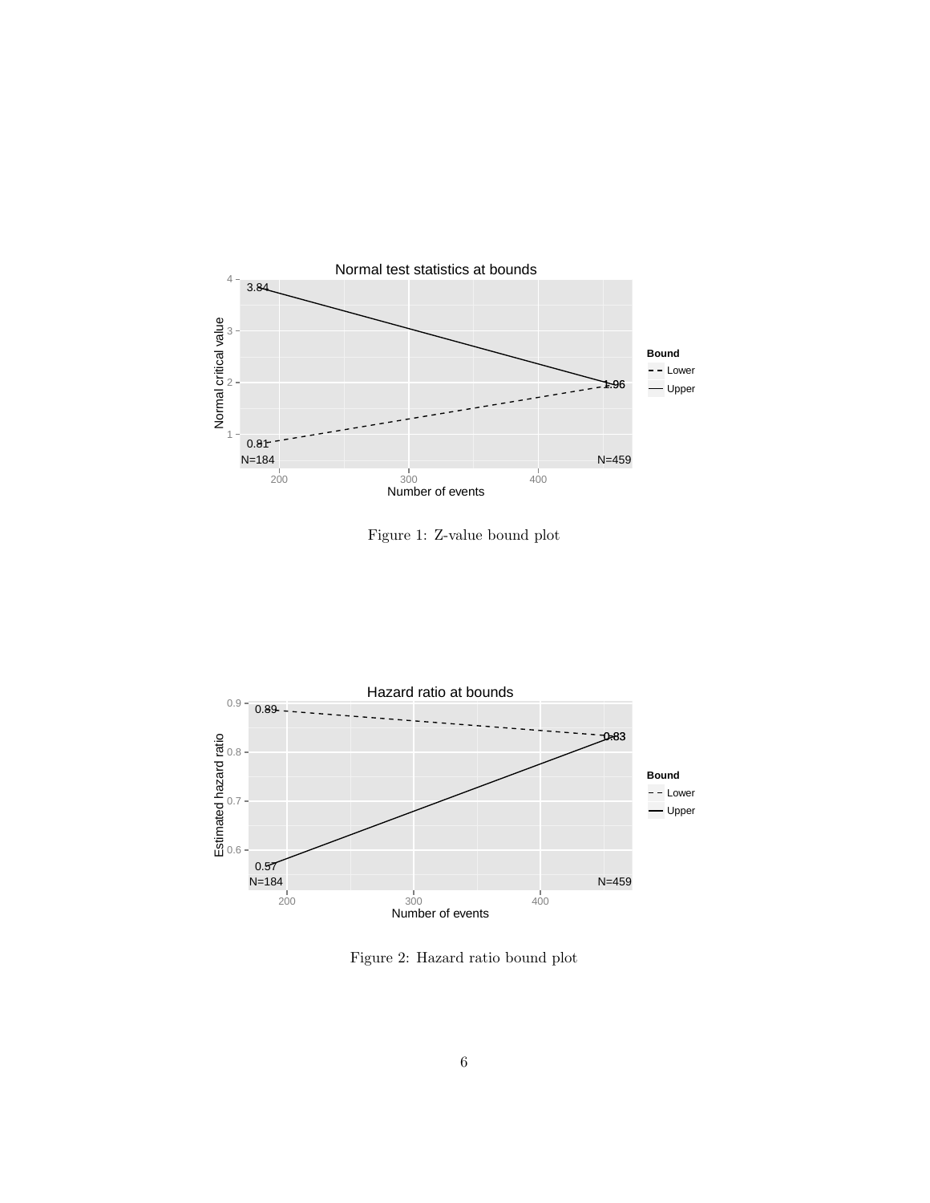Figure 1: Z-value bound plot

Figure 2: Hazard ratio bound plot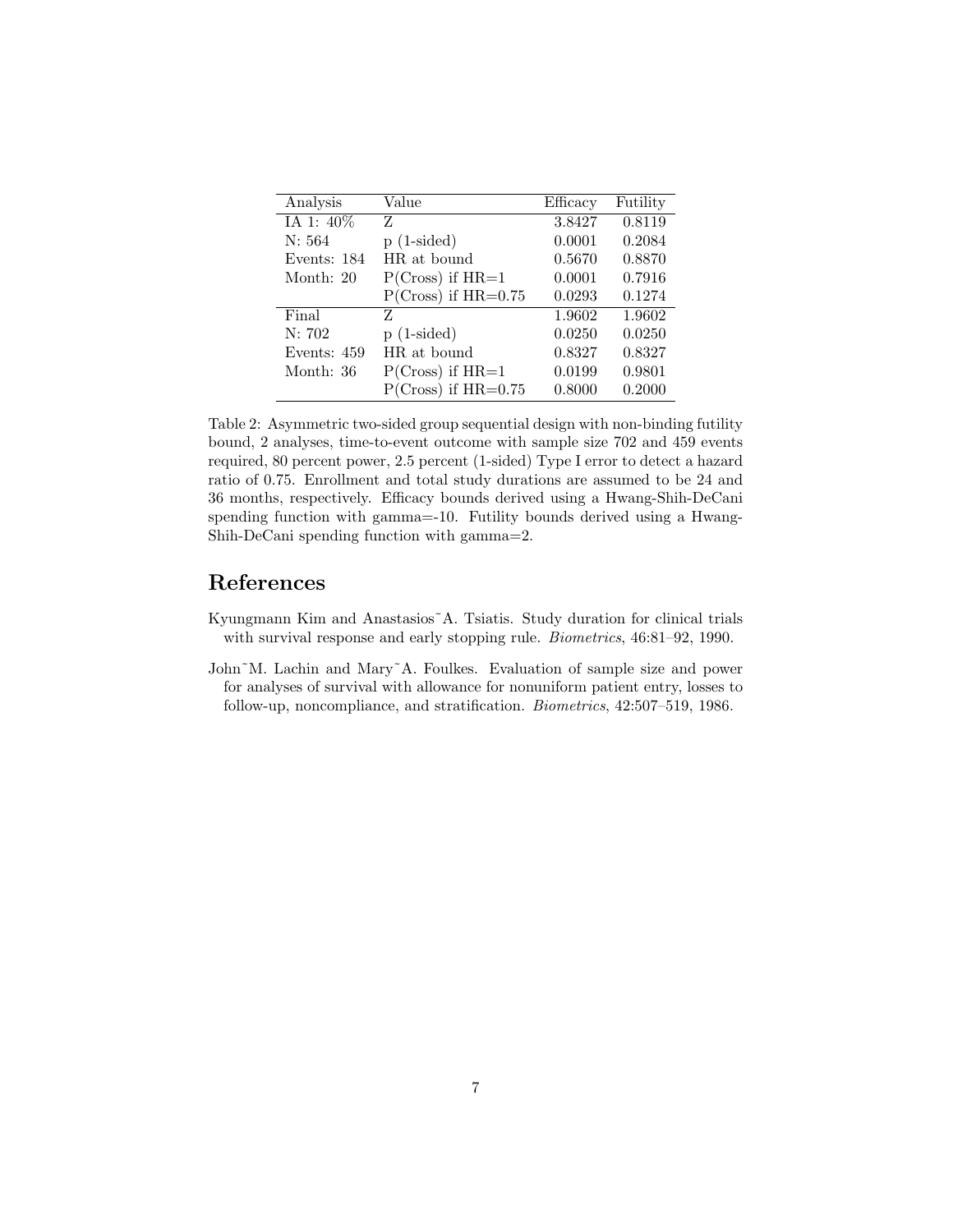| Analysis | Value | Efficacy | Futility |
|---|---|---|---|
| IA 1: 40% | Z | 3.8427 | 0.8119 |
| N: 564 | p (1-sided) | 0.0001 | 0.2084 |
| Events: 184 | HR at bound | 0.5670 | 0.8870 |
| Month: 20 | P(Cross) if HR=1 | 0.0001 | 0.7916 |
| | P(Cross) if HR=0.75 | 0.0293 | 0.1274 |
| Final | Z | 1.9602 | 1.9602 |
| N: 702 | p (1-sided) | 0.0250 | 0.0250 |
| Events: 459 | HR at bound | 0.8327 | 0.8327 |
| Month: 36 | P(Cross) if HR=1 | 0.0199 | 0.9801 |
| | P(Cross) if HR=0.75 | 0.8000 | 0.2000 |

Table 2: Asymmetric two-sided group sequential design with non-binding futility bound, 2 analyses, time-to-event outcome with sample size 702 and 459 events required, 80 percent power, 2.5 percent (1-sided) Type I error to detect a hazard ratio of 0.75. Enrollment and total study durations are assumed to be 24 and 36 months, respectively. Efficacy bounds derived using a Hwang-Shih-DeCani spending function with gamma=-10. Futility bounds derived using a Hwang-Shih-DeCani spending function with gamma=2.

## References

Kyungmann Kim and Anastasios~A. Tsiatis. Study duration for clinical trials with survival response and early stopping rule. *Biometrics*, 46:81–92, 1990.

John~M. Lachin and Mary~A. Foulkes. Evaluation of sample size and power for analyses of survival with allowance for nonuniform patient entry, losses to follow-up, noncompliance, and stratification. *Biometrics*, 42:507–519, 1986.